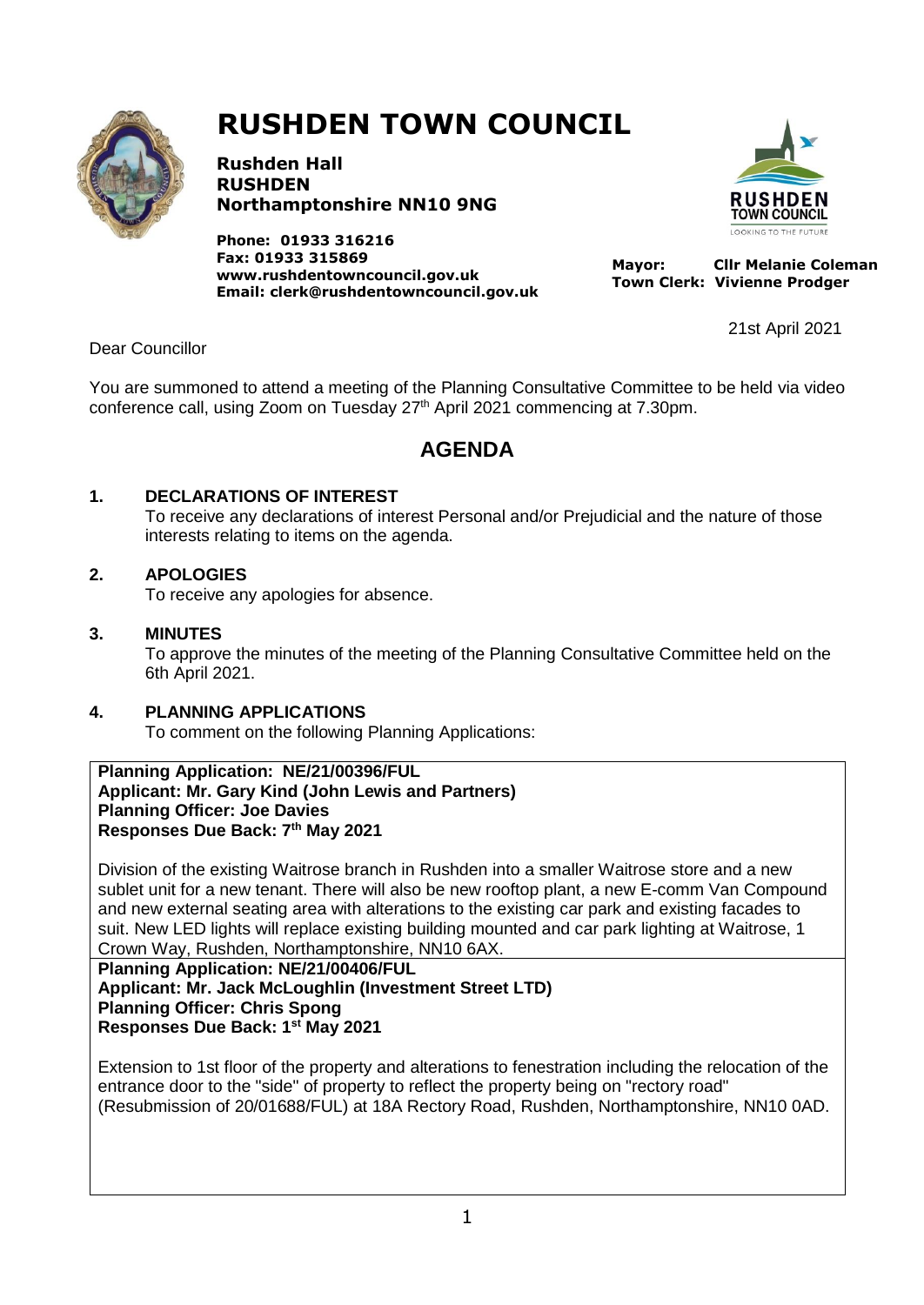# RUSHDEN TOWN COUNCIL

**Rushden Hall**
**RUSHDEN**
**Northamptonshire NN10 9NG**

**Phone: 01933 316216**
**Fax: 01933 315869**
**www.rushdentowncouncil.gov.uk**
**Email: clerk@rushdentowncouncil.gov.uk**

**Mayor: Cllr Melanie Coleman**
**Town Clerk: Vivienne Prodger**

21st April 2021

Dear Councillor

You are summoned to attend a meeting of the Planning Consultative Committee to be held via video conference call, using Zoom on Tuesday 27th April 2021 commencing at 7.30pm.

## AGENDA

**1. DECLARATIONS OF INTEREST**
To receive any declarations of interest Personal and/or Prejudicial and the nature of those interests relating to items on the agenda.

**2. APOLOGIES**
To receive any apologies for absence.

**3. MINUTES**
To approve the minutes of the meeting of the Planning Consultative Committee held on the 6th April 2021.

**4. PLANNING APPLICATIONS**
To comment on the following Planning Applications:

**Planning Application: NE/21/00396/FUL**
**Applicant: Mr. Gary Kind (John Lewis and Partners)**
**Planning Officer: Joe Davies**
**Responses Due Back: 7th May 2021**

Division of the existing Waitrose branch in Rushden into a smaller Waitrose store and a new sublet unit for a new tenant. There will also be new rooftop plant, a new E-comm Van Compound and new external seating area with alterations to the existing car park and existing facades to suit. New LED lights will replace existing building mounted and car park lighting at Waitrose, 1 Crown Way, Rushden, Northamptonshire, NN10 6AX.

**Planning Application: NE/21/00406/FUL**
**Applicant: Mr. Jack McLoughlin (Investment Street LTD)**
**Planning Officer: Chris Spong**
**Responses Due Back: 1st May 2021**

Extension to 1st floor of the property and alterations to fenestration including the relocation of the entrance door to the "side" of property to reflect the property being on "rectory road" (Resubmission of 20/01688/FUL) at 18A Rectory Road, Rushden, Northamptonshire, NN10 0AD.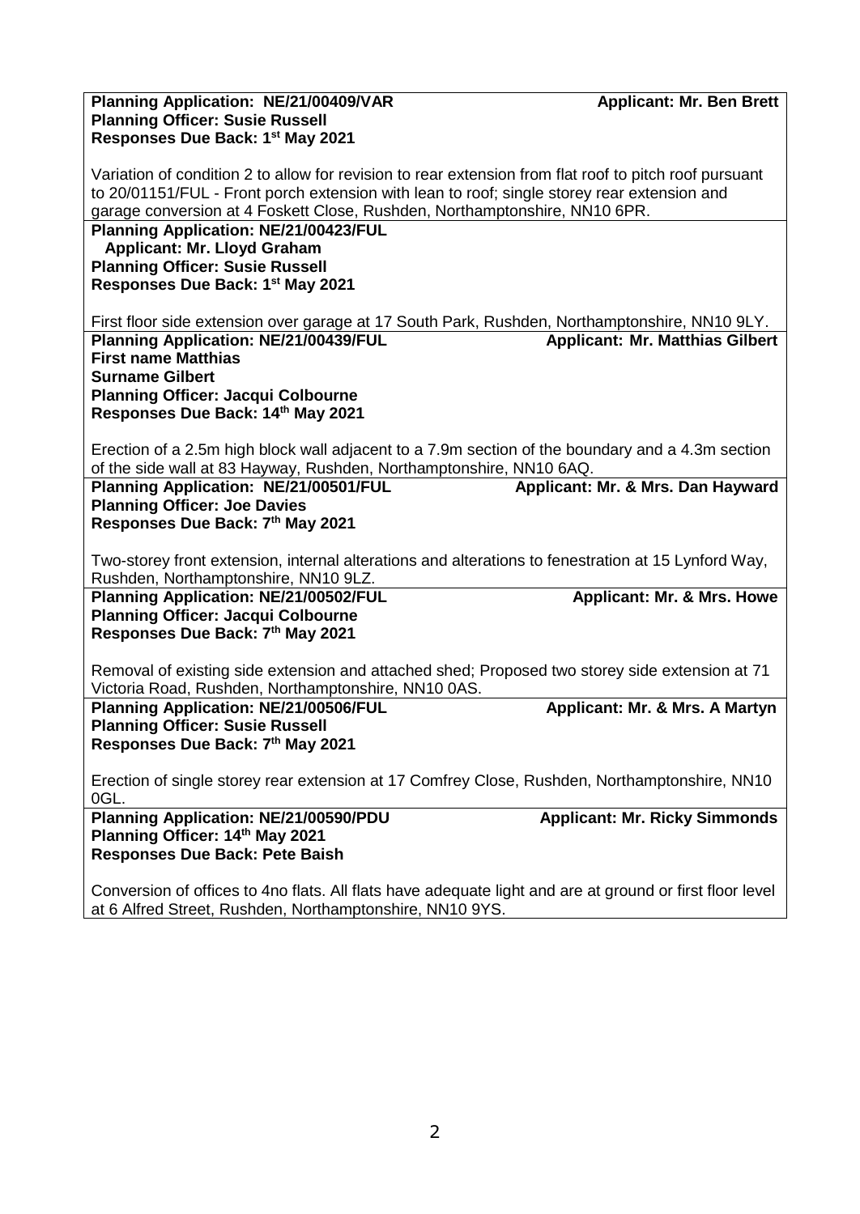**Planning Application: NE/21/00409/VAR** **Applicant: Mr. Ben Brett**
**Planning Officer: Susie Russell**
**Responses Due Back: 1st May 2021**

Variation of condition 2 to allow for revision to rear extension from flat roof to pitch roof pursuant to 20/01151/FUL - Front porch extension with lean to roof; single storey rear extension and garage conversion at 4 Foskett Close, Rushden, Northamptonshire, NN10 6PR.

**Planning Application: NE/21/00423/FUL**
**Applicant: Mr. Lloyd Graham**
**Planning Officer: Susie Russell**
**Responses Due Back: 1st May 2021**

First floor side extension over garage at 17 South Park, Rushden, Northamptonshire, NN10 9LY.

**Planning Application: NE/21/00439/FUL** **Applicant: Mr. Matthias Gilbert**
**First name Matthias**
**Surname Gilbert**
**Planning Officer: Jacqui Colbourne**
**Responses Due Back: 14th May 2021**

Erection of a 2.5m high block wall adjacent to a 7.9m section of the boundary and a 4.3m section of the side wall at 83 Hayway, Rushden, Northamptonshire, NN10 6AQ.

**Planning Application: NE/21/00501/FUL** **Applicant: Mr. & Mrs. Dan Hayward**
**Planning Officer: Joe Davies**
**Responses Due Back: 7th May 2021**

Two-storey front extension, internal alterations and alterations to fenestration at 15 Lynford Way, Rushden, Northamptonshire, NN10 9LZ.

**Planning Application: NE/21/00502/FUL** **Applicant: Mr. & Mrs. Howe**
**Planning Officer: Jacqui Colbourne**
**Responses Due Back: 7th May 2021**

Removal of existing side extension and attached shed; Proposed two storey side extension at 71 Victoria Road, Rushden, Northamptonshire, NN10 0AS.

**Planning Application: NE/21/00506/FUL** **Applicant: Mr. & Mrs. A Martyn**
**Planning Officer: Susie Russell**
**Responses Due Back: 7th May 2021**

Erection of single storey rear extension at 17 Comfrey Close, Rushden, Northamptonshire, NN10 0GL.

**Planning Application: NE/21/00590/PDU** **Applicant: Mr. Ricky Simmonds**
**Planning Officer: 14th May 2021**
**Responses Due Back: Pete Baish**

Conversion of offices to 4no flats. All flats have adequate light and are at ground or first floor level at 6 Alfred Street, Rushden, Northamptonshire, NN10 9YS.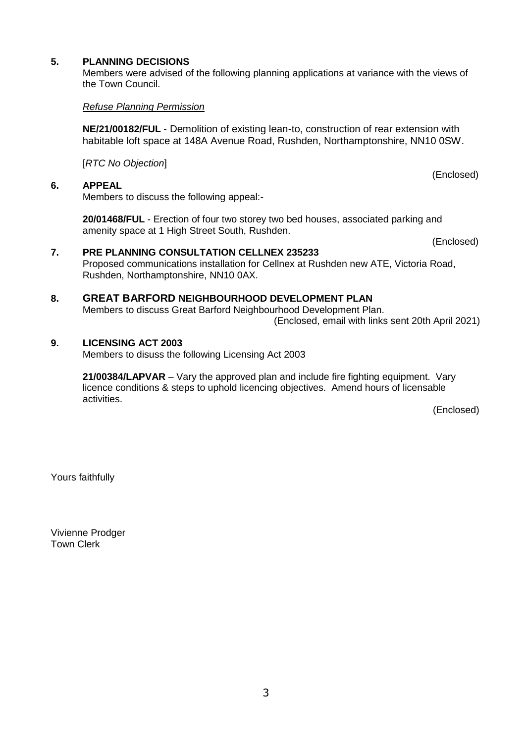**5. PLANNING DECISIONS**

Members were advised of the following planning applications at variance with the views of the Town Council.

*Refuse Planning Permission*

**NE/21/00182/FUL** - Demolition of existing lean-to, construction of rear extension with habitable loft space at 148A Avenue Road, Rushden, Northamptonshire, NN10 0SW.

[*RTC No Objection*]

(Enclosed)

**6. APPEAL**

Members to discuss the following appeal:-

**20/01468/FUL** - Erection of four two storey two bed houses, associated parking and amenity space at 1 High Street South, Rushden.

(Enclosed)

**7. PRE PLANNING CONSULTATION CELLNEX 235233**

Proposed communications installation for Cellnex at Rushden new ATE, Victoria Road, Rushden, Northamptonshire, NN10 0AX.

**8. GREAT BARFORD NEIGHBOURHOOD DEVELOPMENT PLAN**

Members to discuss Great Barford Neighbourhood Development Plan.

(Enclosed, email with links sent 20th April 2021)

**9. LICENSING ACT 2003**

Members to disuss the following Licensing Act 2003

**21/00384/LAPVAR** – Vary the approved plan and include fire fighting equipment. Vary licence conditions & steps to uphold licencing objectives. Amend hours of licensable activities.

(Enclosed)

Yours faithfully

Vivienne Prodger
Town Clerk